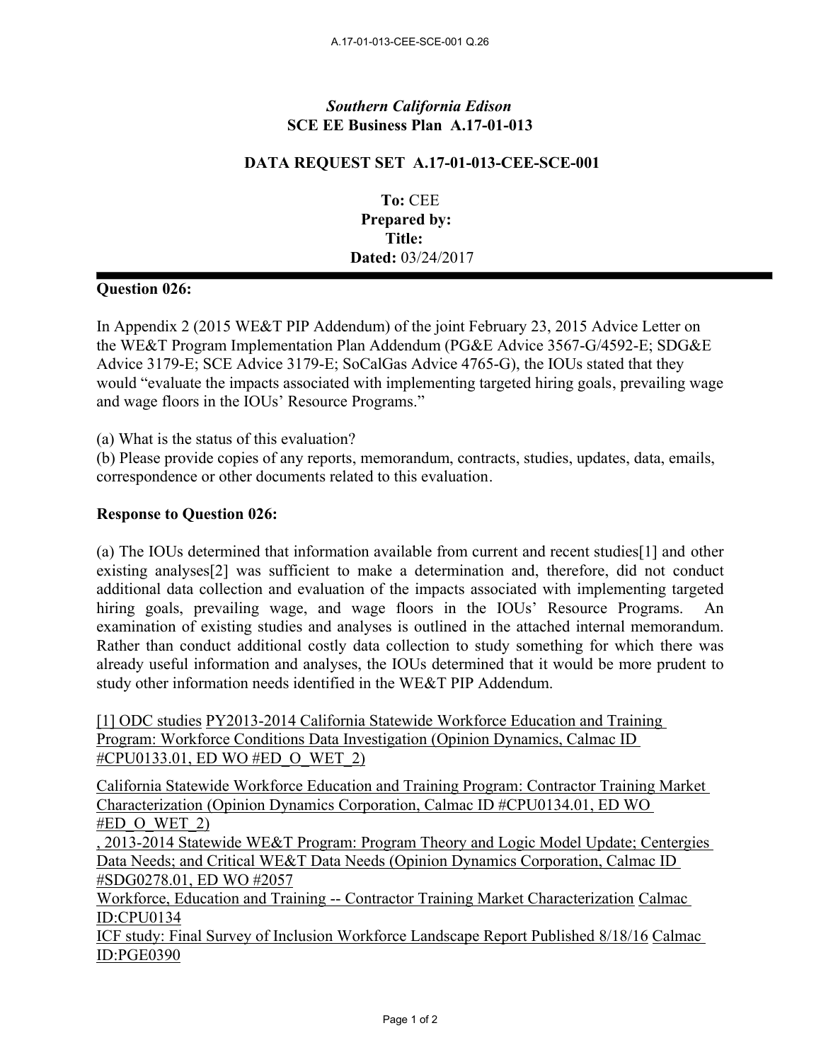*Southern California Edison*
**SCE EE Business Plan A.17-01-013**

**DATA REQUEST SET A.17-01-013-CEE-SCE-001**

**To:** CEE
**Prepared by:**
**Title:**
**Dated:** 03/24/2017

---

**Question 026:**

In Appendix 2 (2015 WE&T PIP Addendum) of the joint February 23, 2015 Advice Letter on the WE&T Program Implementation Plan Addendum (PG&E Advice 3567-G/4592-E; SDG&E Advice 3179-E; SCE Advice 3179-E; SoCalGas Advice 4765-G), the IOUs stated that they would "evaluate the impacts associated with implementing targeted hiring goals, prevailing wage and wage floors in the IOUs' Resource Programs."

(a) What is the status of this evaluation?
(b) Please provide copies of any reports, memorandum, contracts, studies, updates, data, emails, correspondence or other documents related to this evaluation.

**Response to Question 026:**

(a) The IOUs determined that information available from current and recent studies[1] and other existing analyses[2] was sufficient to make a determination and, therefore, did not conduct additional data collection and evaluation of the impacts associated with implementing targeted hiring goals, prevailing wage, and wage floors in the IOUs' Resource Programs. An examination of existing studies and analyses is outlined in the attached internal memorandum. Rather than conduct additional costly data collection to study something for which there was already useful information and analyses, the IOUs determined that it would be more prudent to study other information needs identified in the WE&T PIP Addendum.

[1] ODC studies PY2013-2014 California Statewide Workforce Education and Training Program: Workforce Conditions Data Investigation (Opinion Dynamics, Calmac ID #CPU0133.01, ED WO #ED_O_WET_2)

California Statewide Workforce Education and Training Program: Contractor Training Market Characterization (Opinion Dynamics Corporation, Calmac ID #CPU0134.01, ED WO #ED_O_WET_2)
, 2013-2014 Statewide WE&T Program: Program Theory and Logic Model Update; Centergies Data Needs; and Critical WE&T Data Needs (Opinion Dynamics Corporation, Calmac ID #SDG0278.01, ED WO #2057
Workforce, Education and Training -- Contractor Training Market Characterization Calmac ID:CPU0134
ICF study: Final Survey of Inclusion Workforce Landscape Report Published 8/18/16 Calmac ID:PGE0390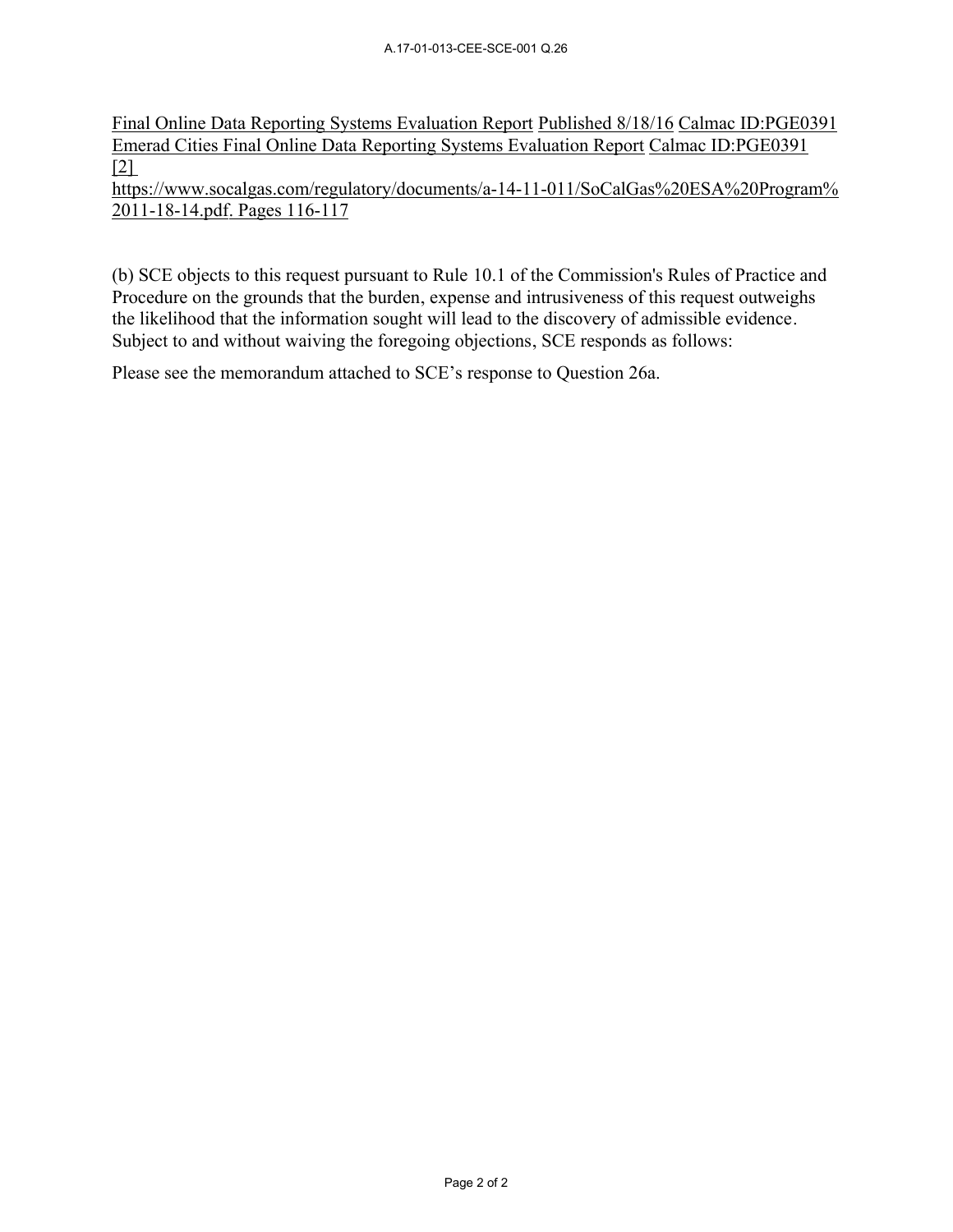Final Online Data Reporting Systems Evaluation Report Published 8/18/16 Calmac ID:PGE0391 Emerad Cities Final Online Data Reporting Systems Evaluation Report Calmac ID:PGE0391
[2]
https://www.socalgas.com/regulatory/documents/a-14-11-011/SoCalGas%20ESA%20Program%2011-18-14.pdf. Pages 116-117

(b) SCE objects to this request pursuant to Rule 10.1 of the Commission's Rules of Practice and Procedure on the grounds that the burden, expense and intrusiveness of this request outweighs the likelihood that the information sought will lead to the discovery of admissible evidence. Subject to and without waiving the foregoing objections, SCE responds as follows:

Please see the memorandum attached to SCE's response to Question 26a.